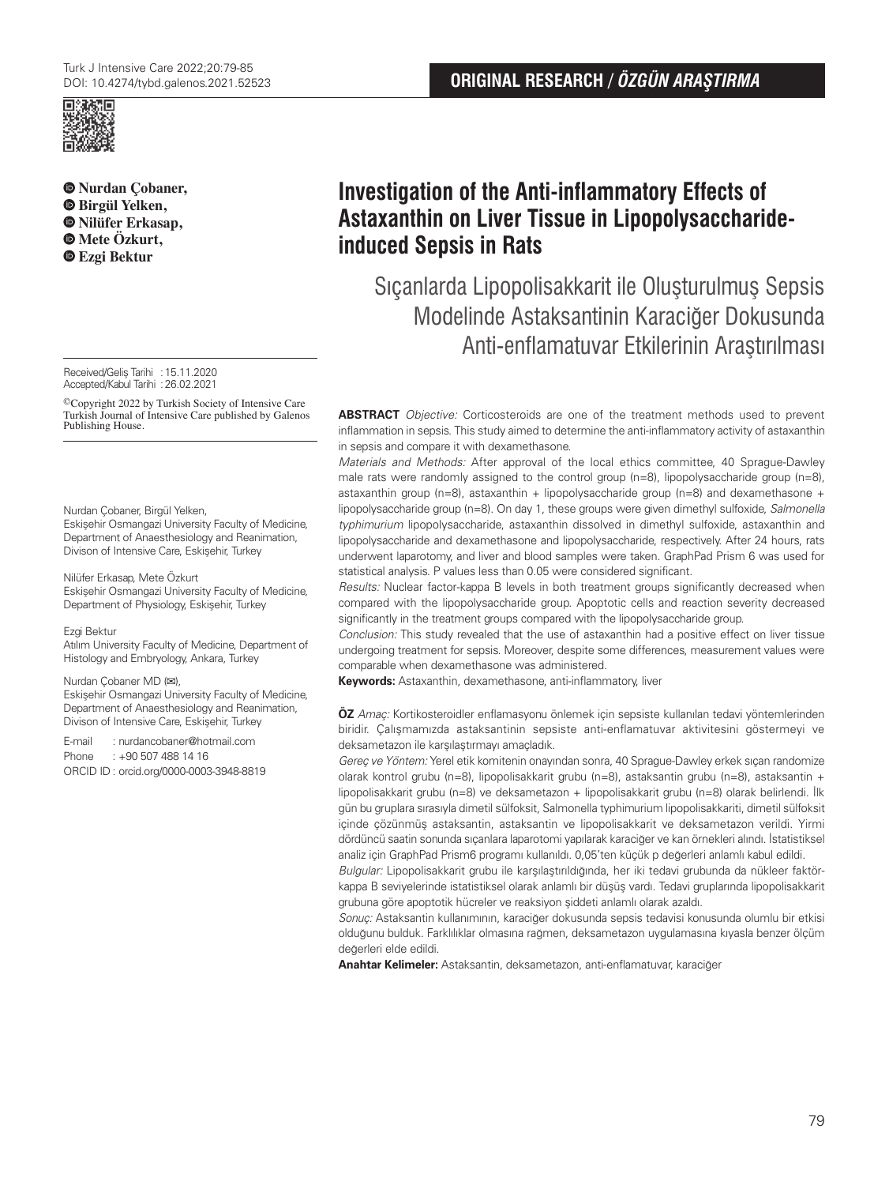ORIGINAL RESEARCH / *ÖZGÜN ARAŞTIRMA*

# Investigation of the Anti-inflammatory Effects of Astaxanthin on Liver Tissue in Lipopolysaccharide-induced Sepsis in Rats

## Sıçanlarda Lipopolisakkarit ile Oluşturulmuş Sepsis Modelinde Astaksantinin Karaciğer Dokusunda Anti-enflamatuvar Etkilerinin Araştırılması

**Nurdan Çobaner, Birgül Yelken, Nilüfer Erkasap, Mete Özkurt, Ezgi Bektur**

Received/Geliş Tarihi : 15.11.2020
Accepted/Kabul Tarihi : 26.02.2021

©Copyright 2022 by Turkish Society of Intensive Care
Turkish Journal of Intensive Care published by Galenos Publishing House.

Nurdan Çobaner, Birgül Yelken,
Eskişehir Osmangazi University Faculty of Medicine, Department of Anaesthesiology and Reanimation, Divison of Intensive Care, Eskişehir, Turkey

Nilüfer Erkasap, Mete Özkurt
Eskişehir Osmangazi University Faculty of Medicine, Department of Physiology, Eskişehir, Turkey

Ezgi Bektur
Atılım University Faculty of Medicine, Department of Histology and Embryology, Ankara, Turkey

Nurdan Çobaner MD (✉),
Eskişehir Osmangazi University Faculty of Medicine, Department of Anaesthesiology and Reanimation, Divison of Intensive Care, Eskişehir, Turkey

E-mail : nurdancobaner@hotmail.com
Phone : +90 507 488 14 16
ORCID ID : orcid.org/0000-0003-3948-8819

**ABSTRACT** *Objective:* Corticosteroids are one of the treatment methods used to prevent inflammation in sepsis. This study aimed to determine the anti-inflammatory activity of astaxanthin in sepsis and compare it with dexamethasone.

*Materials and Methods:* After approval of the local ethics committee, 40 Sprague-Dawley male rats were randomly assigned to the control group (n=8), lipopolysaccharide group (n=8), astaxanthin group (n=8), astaxanthin + lipopolysaccharide group (n=8) and dexamethasone + lipopolysaccharide group (n=8). On day 1, these groups were given dimethyl sulfoxide, *Salmonella typhimurium* lipopolysaccharide, astaxanthin dissolved in dimethyl sulfoxide, astaxanthin and lipopolysaccharide and dexamethasone and lipopolysaccharide, respectively. After 24 hours, rats underwent laparotomy, and liver and blood samples were taken. GraphPad Prism 6 was used for statistical analysis. P values less than 0.05 were considered significant.

*Results:* Nuclear factor-kappa B levels in both treatment groups significantly decreased when compared with the lipopolysaccharide group. Apoptotic cells and reaction severity decreased significantly in the treatment groups compared with the lipopolysaccharide group.

*Conclusion:* This study revealed that the use of astaxanthin had a positive effect on liver tissue undergoing treatment for sepsis. Moreover, despite some differences, measurement values were comparable when dexamethasone was administered.

**Keywords:** Astaxanthin, dexamethasone, anti-inflammatory, liver

**ÖZ** *Amaç:* Kortikosteroidler enflamasyonu önlemek için sepsiste kullanılan tedavi yöntemlerinden biridir. Çalışmamızda astaksantinin sepsiste anti-enflamatuvar aktivitesini göstermeyi ve deksametazon ile karşılaştırmayı amaçladık.

*Gereç ve Yöntem:* Yerel etik komitenin onayından sonra, 40 Sprague-Dawley erkek sıçan randomize olarak kontrol grubu (n=8), lipopolisakkarit grubu (n=8), astaksantin grubu (n=8), astaksantin + lipopolisakkarit grubu (n=8) ve deksametazon + lipopolisakkarit grubu (n=8) olarak belirlendi. İlk gün bu gruplara sırasıyla dimetil sülfoksit, Salmonella typhimurium lipopolisakkariti, dimetil sülfoksit içinde çözünmüş astaksantin, astaksantin ve lipopolisakkarit ve deksametazon verildi. Yirmi dördüncü saatin sonunda sıçanlara laparotomi yapılarak karaciğer ve kan örnekleri alındı. İstatistiksel analiz için GraphPad Prism6 programı kullanıldı. 0,05'ten küçük p değerleri anlamlı kabul edildi.

*Bulgular:* Lipopolisakkarit grubu ile karşılaştırıldığında, her iki tedavi grubunda da nükleer faktör-kappa B seviyelerinde istatistiksel olarak anlamlı bir düşüş vardı. Tedavi gruplarında lipopolisakkarit grubuna göre apoptotik hücreler ve reaksiyon şiddeti anlamlı olarak azaldı.

*Sonuç:* Astaksantin kullanımının, karaciğer dokusunda sepsis tedavisi konusunda olumlu bir etkisi olduğunu bulduk. Farklılıklar olmasına rağmen, deksametazon uygulamasına kıyasla benzer ölçüm değerleri elde edildi.

**Anahtar Kelimeler:** Astaksantin, deksametazon, anti-enflamatuvar, karaciğer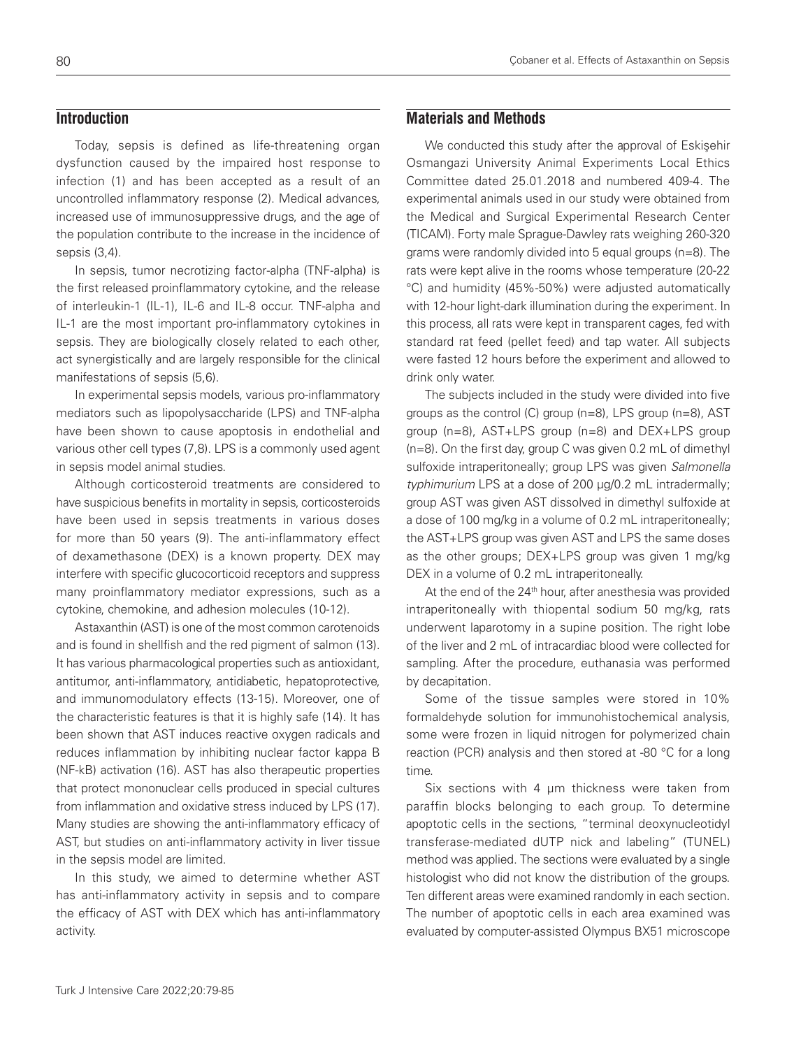## Introduction

Today, sepsis is defined as life-threatening organ dysfunction caused by the impaired host response to infection (1) and has been accepted as a result of an uncontrolled inflammatory response (2). Medical advances, increased use of immunosuppressive drugs, and the age of the population contribute to the increase in the incidence of sepsis (3,4).

In sepsis, tumor necrotizing factor-alpha (TNF-alpha) is the first released proinflammatory cytokine, and the release of interleukin-1 (IL-1), IL-6 and IL-8 occur. TNF-alpha and IL-1 are the most important pro-inflammatory cytokines in sepsis. They are biologically closely related to each other, act synergistically and are largely responsible for the clinical manifestations of sepsis (5,6).

In experimental sepsis models, various pro-inflammatory mediators such as lipopolysaccharide (LPS) and TNF-alpha have been shown to cause apoptosis in endothelial and various other cell types (7,8). LPS is a commonly used agent in sepsis model animal studies.

Although corticosteroid treatments are considered to have suspicious benefits in mortality in sepsis, corticosteroids have been used in sepsis treatments in various doses for more than 50 years (9). The anti-inflammatory effect of dexamethasone (DEX) is a known property. DEX may interfere with specific glucocorticoid receptors and suppress many proinflammatory mediator expressions, such as a cytokine, chemokine, and adhesion molecules (10-12).

Astaxanthin (AST) is one of the most common carotenoids and is found in shellfish and the red pigment of salmon (13). It has various pharmacological properties such as antioxidant, antitumor, anti-inflammatory, antidiabetic, hepatoprotective, and immunomodulatory effects (13-15). Moreover, one of the characteristic features is that it is highly safe (14). It has been shown that AST induces reactive oxygen radicals and reduces inflammation by inhibiting nuclear factor kappa B (NF-kB) activation (16). AST has also therapeutic properties that protect mononuclear cells produced in special cultures from inflammation and oxidative stress induced by LPS (17). Many studies are showing the anti-inflammatory efficacy of AST, but studies on anti-inflammatory activity in liver tissue in the sepsis model are limited.

In this study, we aimed to determine whether AST has anti-inflammatory activity in sepsis and to compare the efficacy of AST with DEX which has anti-inflammatory activity.

## Materials and Methods

We conducted this study after the approval of Eskişehir Osmangazi University Animal Experiments Local Ethics Committee dated 25.01.2018 and numbered 409-4. The experimental animals used in our study were obtained from the Medical and Surgical Experimental Research Center (TICAM). Forty male Sprague-Dawley rats weighing 260-320 grams were randomly divided into 5 equal groups (n=8). The rats were kept alive in the rooms whose temperature (20-22 °C) and humidity (45%-50%) were adjusted automatically with 12-hour light-dark illumination during the experiment. In this process, all rats were kept in transparent cages, fed with standard rat feed (pellet feed) and tap water. All subjects were fasted 12 hours before the experiment and allowed to drink only water.

The subjects included in the study were divided into five groups as the control (C) group (n=8), LPS group (n=8), AST group (n=8), AST+LPS group (n=8) and DEX+LPS group (n=8). On the first day, group C was given 0.2 mL of dimethyl sulfoxide intraperitoneally; group LPS was given *Salmonella typhimurium* LPS at a dose of 200 µg/0.2 mL intradermally; group AST was given AST dissolved in dimethyl sulfoxide at a dose of 100 mg/kg in a volume of 0.2 mL intraperitoneally; the AST+LPS group was given AST and LPS the same doses as the other groups; DEX+LPS group was given 1 mg/kg DEX in a volume of 0.2 mL intraperitoneally.

At the end of the 24[th] hour, after anesthesia was provided intraperitoneally with thiopental sodium 50 mg/kg, rats underwent laparotomy in a supine position. The right lobe of the liver and 2 mL of intracardiac blood were collected for sampling. After the procedure, euthanasia was performed by decapitation.

Some of the tissue samples were stored in 10% formaldehyde solution for immunohistochemical analysis, some were frozen in liquid nitrogen for polymerized chain reaction (PCR) analysis and then stored at -80 °C for a long time.

Six sections with 4 µm thickness were taken from paraffin blocks belonging to each group. To determine apoptotic cells in the sections, "terminal deoxynucleotidyl transferase-mediated dUTP nick and labeling" (TUNEL) method was applied. The sections were evaluated by a single histologist who did not know the distribution of the groups. Ten different areas were examined randomly in each section. The number of apoptotic cells in each area examined was evaluated by computer-assisted Olympus BX51 microscope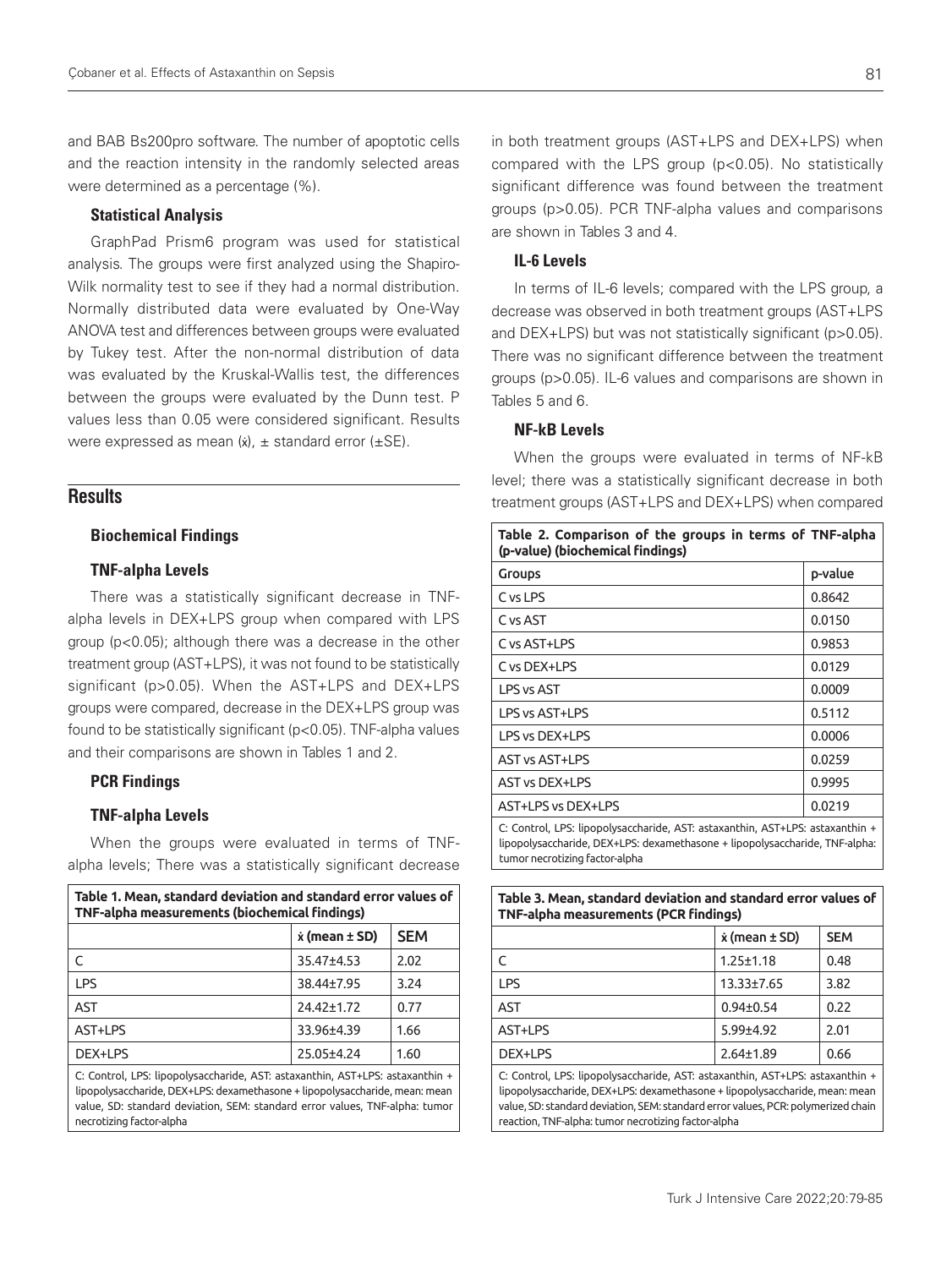and BAB Bs200pro software. The number of apoptotic cells and the reaction intensity in the randomly selected areas were determined as a percentage (%).

### Statistical Analysis

GraphPad Prism6 program was used for statistical analysis. The groups were first analyzed using the Shapiro-Wilk normality test to see if they had a normal distribution. Normally distributed data were evaluated by One-Way ANOVA test and differences between groups were evaluated by Tukey test. After the non-normal distribution of data was evaluated by the Kruskal-Wallis test, the differences between the groups were evaluated by the Dunn test. P values less than 0.05 were considered significant. Results were expressed as mean ($\bar{x}$), ± standard error (±SE).

## Results

### Biochemical Findings

### TNF-alpha Levels

There was a statistically significant decrease in TNF-alpha levels in DEX+LPS group when compared with LPS group ($p<0.05$); although there was a decrease in the other treatment group (AST+LPS), it was not found to be statistically significant ($p>0.05$). When the AST+LPS and DEX+LPS groups were compared, decrease in the DEX+LPS group was found to be statistically significant ($p<0.05$). TNF-alpha values and their comparisons are shown in Tables 1 and 2.

### PCR Findings

### TNF-alpha Levels

When the groups were evaluated in terms of TNF-alpha levels; There was a statistically significant decrease in both treatment groups (AST+LPS and DEX+LPS) when compared with the LPS group ($p<0.05$). No statistically significant difference was found between the treatment groups ($p>0.05$). PCR TNF-alpha values and comparisons are shown in Tables 3 and 4.

### IL-6 Levels

In terms of IL-6 levels; compared with the LPS group, a decrease was observed in both treatment groups (AST+LPS and DEX+LPS) but was not statistically significant ($p>0.05$). There was no significant difference between the treatment groups ($p>0.05$). IL-6 values and comparisons are shown in Tables 5 and 6.

### NF-kB Levels

When the groups were evaluated in terms of NF-kB level; there was a statistically significant decrease in both treatment groups (AST+LPS and DEX+LPS) when compared

**Table 1. Mean, standard deviation and standard error values of TNF-alpha measurements (biochemical findings)**

| | $\bar{x}$ (mean ± SD) | SEM |
|---|---|---|
| C | 35.47±4.53 | 2.02 |
| LPS | 38.44±7.95 | 3.24 |
| AST | 24.42±1.72 | 0.77 |
| AST+LPS | 33.96±4.39 | 1.66 |
| DEX+LPS | 25.05±4.24 | 1.60 |

C: Control, LPS: lipopolysaccharide, AST: astaxanthin, AST+LPS: astaxanthin + lipopolysaccharide, DEX+LPS: dexamethasone + lipopolysaccharide, mean: mean value, SD: standard deviation, SEM: standard error values, TNF-alpha: tumor necrotizing factor-alpha

**Table 2. Comparison of the groups in terms of TNF-alpha (p-value) (biochemical findings)**

| Groups | p-value |
|---|---|
| C vs LPS | 0.8642 |
| C vs AST | 0.0150 |
| C vs AST+LPS | 0.9853 |
| C vs DEX+LPS | 0.0129 |
| LPS vs AST | 0.0009 |
| LPS vs AST+LPS | 0.5112 |
| LPS vs DEX+LPS | 0.0006 |
| AST vs AST+LPS | 0.0259 |
| AST vs DEX+LPS | 0.9995 |
| AST+LPS vs DEX+LPS | 0.0219 |

C: Control, LPS: lipopolysaccharide, AST: astaxanthin, AST+LPS: astaxanthin + lipopolysaccharide, DEX+LPS: dexamethasone + lipopolysaccharide, TNF-alpha: tumor necrotizing factor-alpha

**Table 3. Mean, standard deviation and standard error values of TNF-alpha measurements (PCR findings)**

| | $\bar{x}$ (mean ± SD) | SEM |
|---|---|---|
| C | 1.25±1.18 | 0.48 |
| LPS | 13.33±7.65 | 3.82 |
| AST | 0.94±0.54 | 0.22 |
| AST+LPS | 5.99±4.92 | 2.01 |
| DEX+LPS | 2.64±1.89 | 0.66 |

C: Control, LPS: lipopolysaccharide, AST: astaxanthin, AST+LPS: astaxanthin + lipopolysaccharide, DEX+LPS: dexamethasone + lipopolysaccharide, mean: mean value, SD: standard deviation, SEM: standard error values, PCR: polymerized chain reaction, TNF-alpha: tumor necrotizing factor-alpha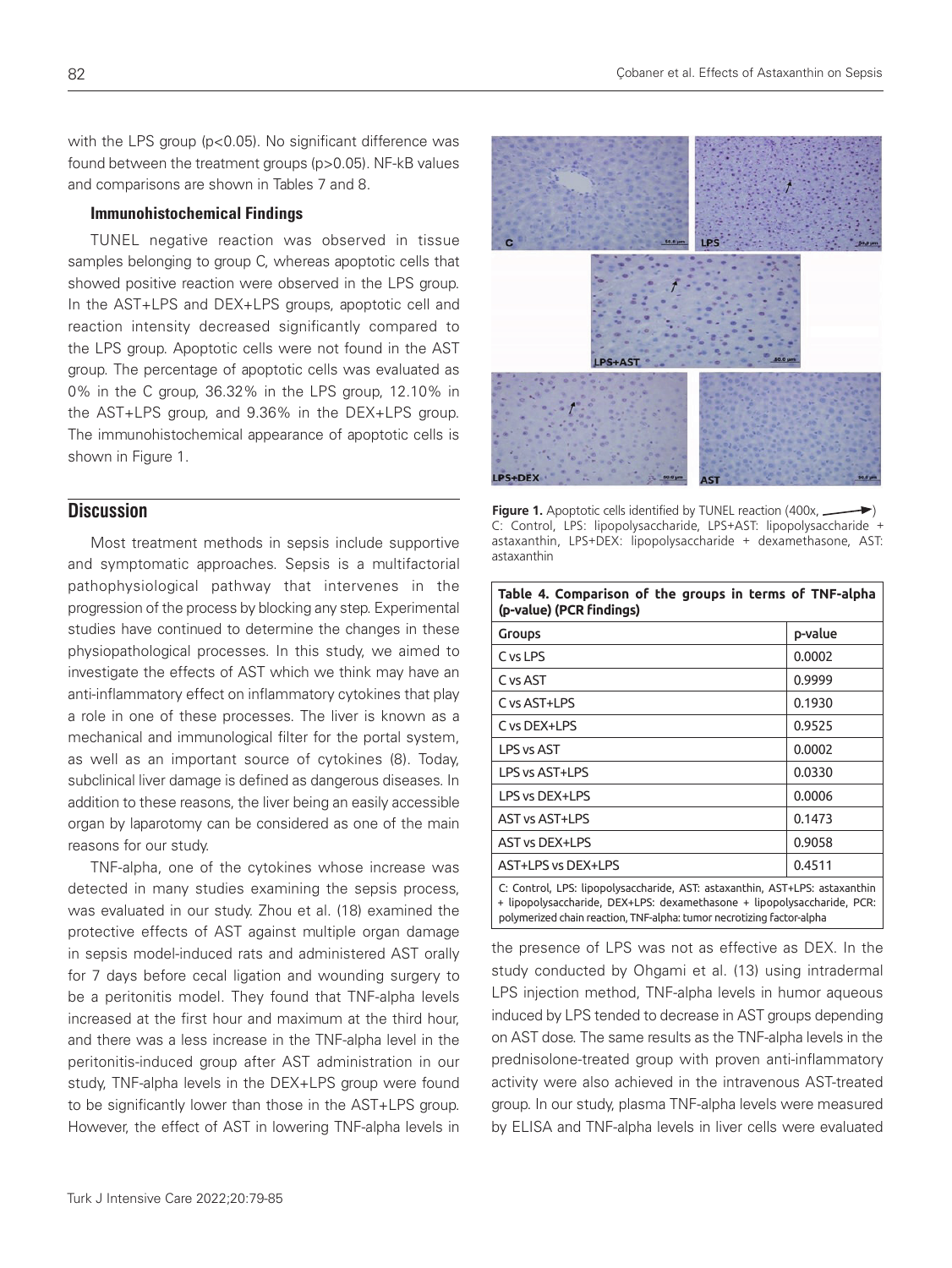with the LPS group (p<0.05). No significant difference was found between the treatment groups (p>0.05). NF-kB values and comparisons are shown in Tables 7 and 8.

### Immunohistochemical Findings

TUNEL negative reaction was observed in tissue samples belonging to group C, whereas apoptotic cells that showed positive reaction were observed in the LPS group. In the AST+LPS and DEX+LPS groups, apoptotic cell and reaction intensity decreased significantly compared to the LPS group. Apoptotic cells were not found in the AST group. The percentage of apoptotic cells was evaluated as 0% in the C group, 36.32% in the LPS group, 12.10% in the AST+LPS group, and 9.36% in the DEX+LPS group. The immunohistochemical appearance of apoptotic cells is shown in Figure 1.

**Figure 1.** Apoptotic cells identified by TUNEL reaction (400x, ⟶)
C: Control, LPS: lipopolysaccharide, LPS+AST: lipopolysaccharide + astaxanthin, LPS+DEX: lipopolysaccharide + dexamethasone, AST: astaxanthin

**Table 4. Comparison of the groups in terms of TNF-alpha (p-value) (PCR findings)**

| Groups | p-value |
|---|---|
| C vs LPS | 0.0002 |
| C vs AST | 0.9999 |
| C vs AST+LPS | 0.1930 |
| C vs DEX+LPS | 0.9525 |
| LPS vs AST | 0.0002 |
| LPS vs AST+LPS | 0.0330 |
| LPS vs DEX+LPS | 0.0006 |
| AST vs AST+LPS | 0.1473 |
| AST vs DEX+LPS | 0.9058 |
| AST+LPS vs DEX+LPS | 0.4511 |

C: Control, LPS: lipopolysaccharide, AST: astaxanthin, AST+LPS: astaxanthin + lipopolysaccharide, DEX+LPS: dexamethasone + lipopolysaccharide, PCR: polymerized chain reaction, TNF-alpha: tumor necrotizing factor-alpha

## Discussion

Most treatment methods in sepsis include supportive and symptomatic approaches. Sepsis is a multifactorial pathophysiological pathway that intervenes in the progression of the process by blocking any step. Experimental studies have continued to determine the changes in these physiopathological processes. In this study, we aimed to investigate the effects of AST which we think may have an anti-inflammatory effect on inflammatory cytokines that play a role in one of these processes. The liver is known as a mechanical and immunological filter for the portal system, as well as an important source of cytokines (8). Today, subclinical liver damage is defined as dangerous diseases. In addition to these reasons, the liver being an easily accessible organ by laparotomy can be considered as one of the main reasons for our study.

TNF-alpha, one of the cytokines whose increase was detected in many studies examining the sepsis process, was evaluated in our study. Zhou et al. (18) examined the protective effects of AST against multiple organ damage in sepsis model-induced rats and administered AST orally for 7 days before cecal ligation and wounding surgery to be a peritonitis model. They found that TNF-alpha levels increased at the first hour and maximum at the third hour, and there was a less increase in the TNF-alpha level in the peritonitis-induced group after AST administration in our study, TNF-alpha levels in the DEX+LPS group were found to be significantly lower than those in the AST+LPS group. However, the effect of AST in lowering TNF-alpha levels in the presence of LPS was not as effective as DEX. In the study conducted by Ohgami et al. (13) using intradermal LPS injection method, TNF-alpha levels in humor aqueous induced by LPS tended to decrease in AST groups depending on AST dose. The same results as the TNF-alpha levels in the prednisolone-treated group with proven anti-inflammatory activity were also achieved in the intravenous AST-treated group. In our study, plasma TNF-alpha levels were measured by ELISA and TNF-alpha levels in liver cells were evaluated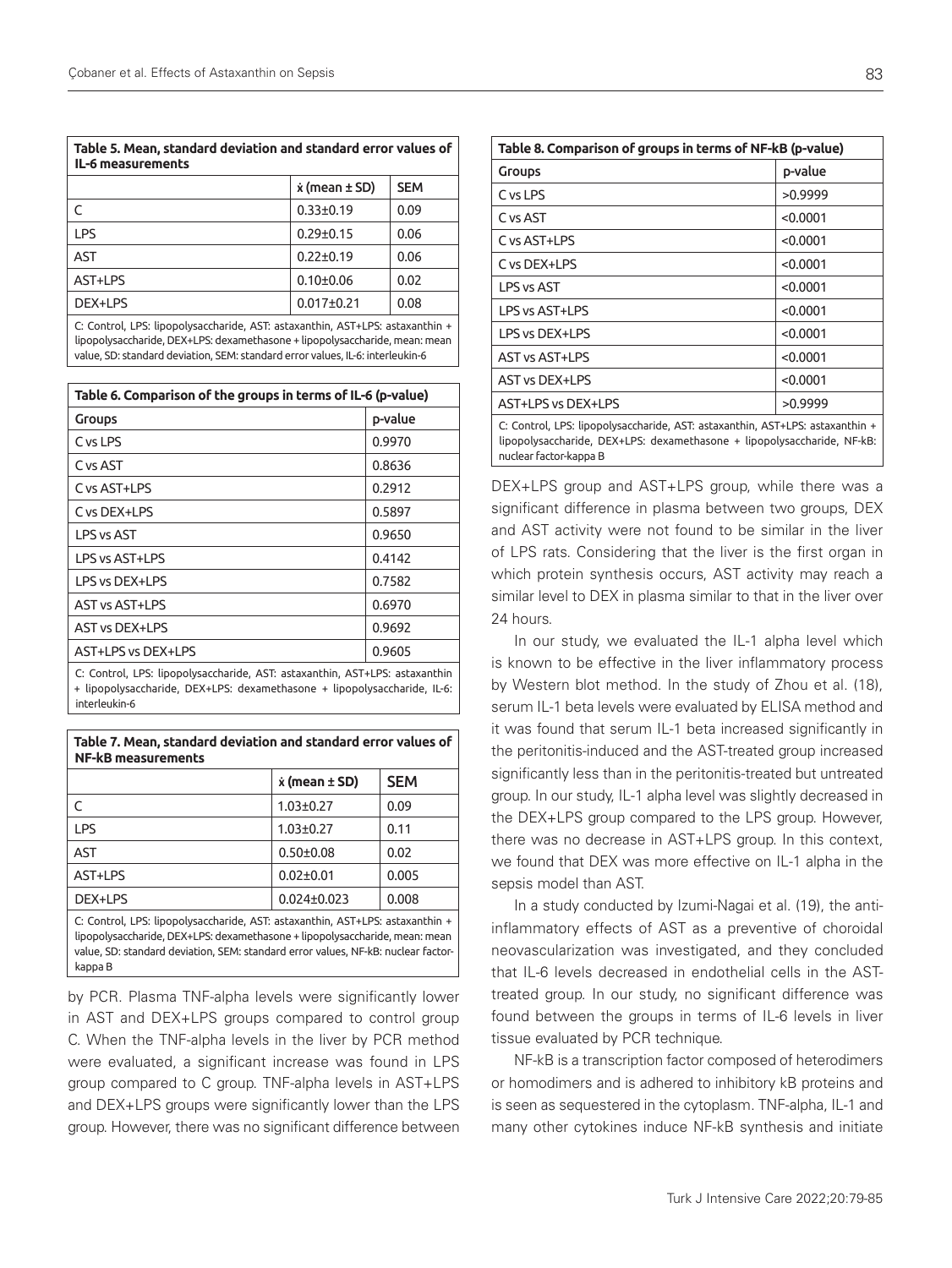**Table 5. Mean, standard deviation and standard error values of IL-6 measurements**

| | x̄ (mean ± SD) | SEM |
|---|---|---|
| C | 0.33±0.19 | 0.09 |
| LPS | 0.29±0.15 | 0.06 |
| AST | 0.22±0.19 | 0.06 |
| AST+LPS | 0.10±0.06 | 0.02 |
| DEX+LPS | 0.017±0.21 | 0.08 |

C: Control, LPS: lipopolysaccharide, AST: astaxanthin, AST+LPS: astaxanthin + lipopolysaccharide, DEX+LPS: dexamethasone + lipopolysaccharide, mean: mean value, SD: standard deviation, SEM: standard error values, IL-6: interleukin-6

**Table 6. Comparison of the groups in terms of IL-6 (p-value)**

| Groups | p-value |
|---|---|
| C vs LPS | 0.9970 |
| C vs AST | 0.8636 |
| C vs AST+LPS | 0.2912 |
| C vs DEX+LPS | 0.5897 |
| LPS vs AST | 0.9650 |
| LPS vs AST+LPS | 0.4142 |
| LPS vs DEX+LPS | 0.7582 |
| AST vs AST+LPS | 0.6970 |
| AST vs DEX+LPS | 0.9692 |
| AST+LPS vs DEX+LPS | 0.9605 |

C: Control, LPS: lipopolysaccharide, AST: astaxanthin, AST+LPS: astaxanthin + lipopolysaccharide, DEX+LPS: dexamethasone + lipopolysaccharide, IL-6: interleukin-6

**Table 7. Mean, standard deviation and standard error values of NF-kB measurements**

| | x̄ (mean ± SD) | SEM |
|---|---|---|
| C | 1.03±0.27 | 0.09 |
| LPS | 1.03±0.27 | 0.11 |
| AST | 0.50±0.08 | 0.02 |
| AST+LPS | 0.02±0.01 | 0.005 |
| DEX+LPS | 0.024±0.023 | 0.008 |

C: Control, LPS: lipopolysaccharide, AST: astaxanthin, AST+LPS: astaxanthin + lipopolysaccharide, DEX+LPS: dexamethasone + lipopolysaccharide, mean: mean value, SD: standard deviation, SEM: standard error values, NF-kB: nuclear factor-kappa B

by PCR. Plasma TNF-alpha levels were significantly lower in AST and DEX+LPS groups compared to control group C. When the TNF-alpha levels in the liver by PCR method were evaluated, a significant increase was found in LPS group compared to C group. TNF-alpha levels in AST+LPS and DEX+LPS groups were significantly lower than the LPS group. However, there was no significant difference between DEX+LPS group and AST+LPS group, while there was a significant difference in plasma between two groups, DEX and AST activity were not found to be similar in the liver of LPS rats. Considering that the liver is the first organ in which protein synthesis occurs, AST activity may reach a similar level to DEX in plasma similar to that in the liver over 24 hours.

**Table 8. Comparison of groups in terms of NF-kB (p-value)**

| Groups | p-value |
|---|---|
| C vs LPS | >0.9999 |
| C vs AST | <0.0001 |
| C vs AST+LPS | <0.0001 |
| C vs DEX+LPS | <0.0001 |
| LPS vs AST | <0.0001 |
| LPS vs AST+LPS | <0.0001 |
| LPS vs DEX+LPS | <0.0001 |
| AST vs AST+LPS | <0.0001 |
| AST vs DEX+LPS | <0.0001 |
| AST+LPS vs DEX+LPS | >0.9999 |

C: Control, LPS: lipopolysaccharide, AST: astaxanthin, AST+LPS: astaxanthin + lipopolysaccharide, DEX+LPS: dexamethasone + lipopolysaccharide, NF-kB: nuclear factor-kappa B

In our study, we evaluated the IL-1 alpha level which is known to be effective in the liver inflammatory process by Western blot method. In the study of Zhou et al. (18), serum IL-1 beta levels were evaluated by ELISA method and it was found that serum IL-1 beta increased significantly in the peritonitis-induced and the AST-treated group increased significantly less than in the peritonitis-treated but untreated group. In our study, IL-1 alpha level was slightly decreased in the DEX+LPS group compared to the LPS group. However, there was no decrease in AST+LPS group. In this context, we found that DEX was more effective on IL-1 alpha in the sepsis model than AST.

In a study conducted by Izumi-Nagai et al. (19), the anti-inflammatory effects of AST as a preventive of choroidal neovascularization was investigated, and they concluded that IL-6 levels decreased in endothelial cells in the AST-treated group. In our study, no significant difference was found between the groups in terms of IL-6 levels in liver tissue evaluated by PCR technique.

NF-kB is a transcription factor composed of heterodimers or homodimers and is adhered to inhibitory kB proteins and is seen as sequestered in the cytoplasm. TNF-alpha, IL-1 and many other cytokines induce NF-kB synthesis and initiate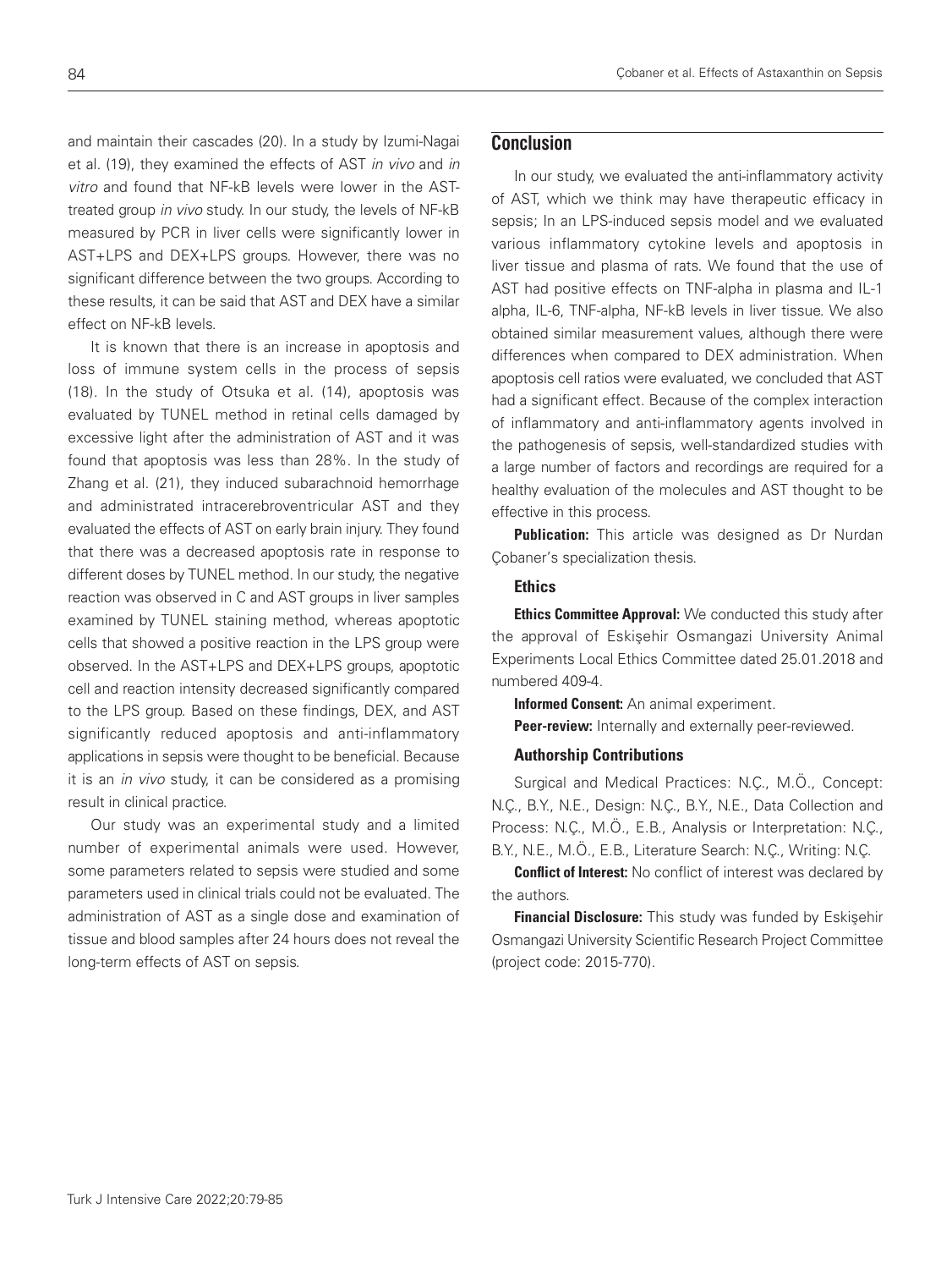and maintain their cascades (20). In a study by Izumi-Nagai et al. (19), they examined the effects of AST *in vivo* and *in vitro* and found that NF-kB levels were lower in the AST-treated group *in vivo* study. In our study, the levels of NF-kB measured by PCR in liver cells were significantly lower in AST+LPS and DEX+LPS groups. However, there was no significant difference between the two groups. According to these results, it can be said that AST and DEX have a similar effect on NF-kB levels.

It is known that there is an increase in apoptosis and loss of immune system cells in the process of sepsis (18). In the study of Otsuka et al. (14), apoptosis was evaluated by TUNEL method in retinal cells damaged by excessive light after the administration of AST and it was found that apoptosis was less than 28%. In the study of Zhang et al. (21), they induced subarachnoid hemorrhage and administrated intracerebroventricular AST and they evaluated the effects of AST on early brain injury. They found that there was a decreased apoptosis rate in response to different doses by TUNEL method. In our study, the negative reaction was observed in C and AST groups in liver samples examined by TUNEL staining method, whereas apoptotic cells that showed a positive reaction in the LPS group were observed. In the AST+LPS and DEX+LPS groups, apoptotic cell and reaction intensity decreased significantly compared to the LPS group. Based on these findings, DEX, and AST significantly reduced apoptosis and anti-inflammatory applications in sepsis were thought to be beneficial. Because it is an *in vivo* study, it can be considered as a promising result in clinical practice.

Our study was an experimental study and a limited number of experimental animals were used. However, some parameters related to sepsis were studied and some parameters used in clinical trials could not be evaluated. The administration of AST as a single dose and examination of tissue and blood samples after 24 hours does not reveal the long-term effects of AST on sepsis.

## Conclusion

In our study, we evaluated the anti-inflammatory activity of AST, which we think may have therapeutic efficacy in sepsis; In an LPS-induced sepsis model and we evaluated various inflammatory cytokine levels and apoptosis in liver tissue and plasma of rats. We found that the use of AST had positive effects on TNF-alpha in plasma and IL-1 alpha, IL-6, TNF-alpha, NF-kB levels in liver tissue. We also obtained similar measurement values, although there were differences when compared to DEX administration. When apoptosis cell ratios were evaluated, we concluded that AST had a significant effect. Because of the complex interaction of inflammatory and anti-inflammatory agents involved in the pathogenesis of sepsis, well-standardized studies with a large number of factors and recordings are required for a healthy evaluation of the molecules and AST thought to be effective in this process.

**Publication:** This article was designed as Dr Nurdan Çobaner's specialization thesis.

### Ethics

**Ethics Committee Approval:** We conducted this study after the approval of Eskişehir Osmangazi University Animal Experiments Local Ethics Committee dated 25.01.2018 and numbered 409-4.

**Informed Consent:** An animal experiment.

**Peer-review:** Internally and externally peer-reviewed.

### Authorship Contributions

Surgical and Medical Practices: N.Ç., M.Ö., Concept: N.Ç., B.Y., N.E., Design: N.Ç., B.Y., N.E., Data Collection and Process: N.Ç., M.Ö., E.B., Analysis or Interpretation: N.Ç., B.Y., N.E., M.Ö., E.B., Literature Search: N.Ç., Writing: N.Ç.

**Conflict of Interest:** No conflict of interest was declared by the authors.

**Financial Disclosure:** This study was funded by Eskişehir Osmangazi University Scientific Research Project Committee (project code: 2015-770).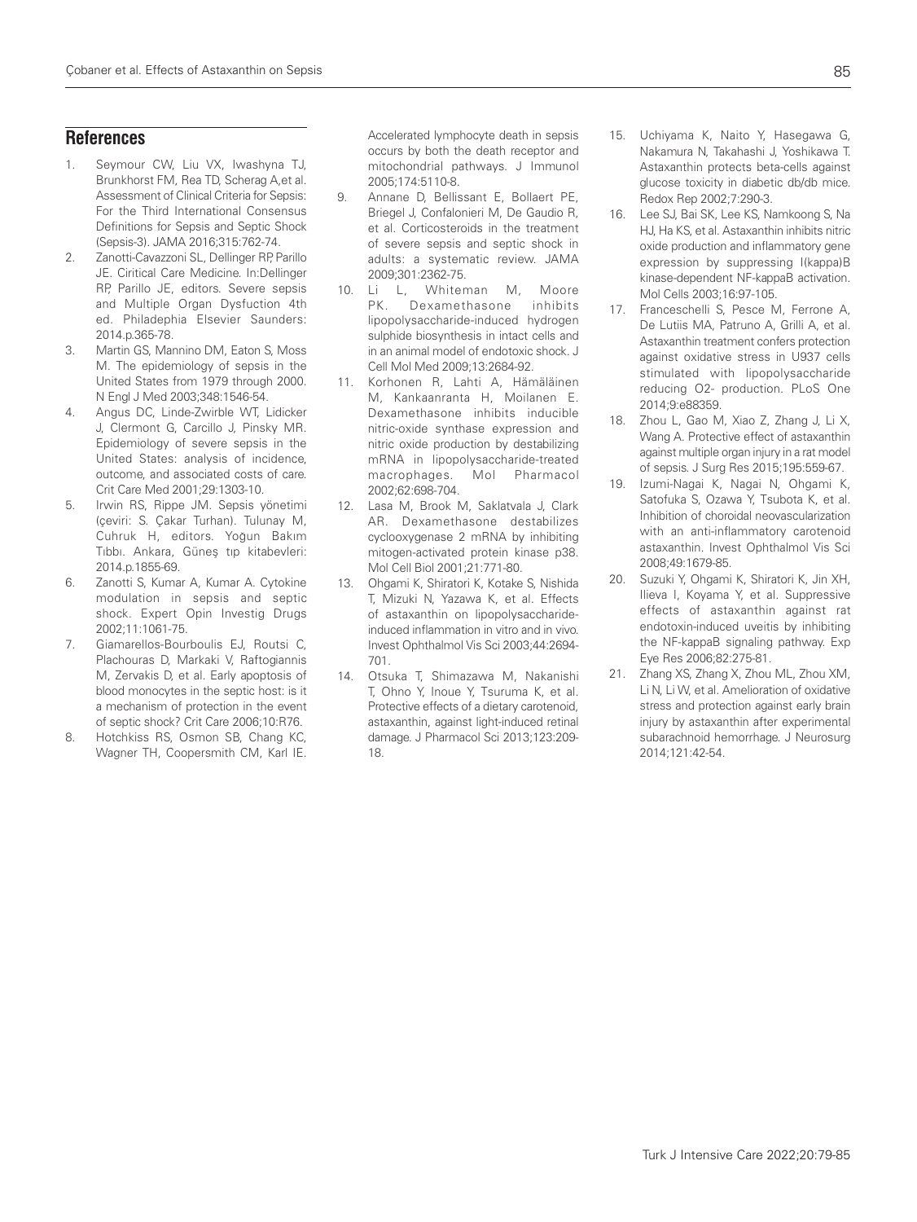## References

1. Seymour CW, Liu VX, Iwashyna TJ, Brunkhorst FM, Rea TD, Scherag A,et al. Assessment of Clinical Criteria for Sepsis: For the Third International Consensus Definitions for Sepsis and Septic Shock (Sepsis-3). JAMA 2016;315:762-74.
2. Zanotti-Cavazzoni SL, Dellinger RP, Parillo JE. Ciritical Care Medicine. In:Dellinger RP, Parillo JE, editors. Severe sepsis and Multiple Organ Dysfuction 4th ed. Philadephia Elsevier Saunders: 2014.p.365-78.
3. Martin GS, Mannino DM, Eaton S, Moss M. The epidemiology of sepsis in the United States from 1979 through 2000. N Engl J Med 2003;348:1546-54.
4. Angus DC, Linde-Zwirble WT, Lidicker J, Clermont G, Carcillo J, Pinsky MR. Epidemiology of severe sepsis in the United States: analysis of incidence, outcome, and associated costs of care. Crit Care Med 2001;29:1303-10.
5. Irwin RS, Rippe JM. Sepsis yönetimi (çeviri: S. Çakar Turhan). Tulunay M, Cuhruk H, editors. Yoğun Bakım Tıbbı. Ankara, Güneş tıp kitabevleri: 2014.p.1855-69.
6. Zanotti S, Kumar A, Kumar A. Cytokine modulation in sepsis and septic shock. Expert Opin Investig Drugs 2002;11:1061-75.
7. Giamarellos-Bourboulis EJ, Routsi C, Plachouras D, Markaki V, Raftogiannis M, Zervakis D, et al. Early apoptosis of blood monocytes in the septic host: is it a mechanism of protection in the event of septic shock? Crit Care 2006;10:R76.
8. Hotchkiss RS, Osmon SB, Chang KC, Wagner TH, Coopersmith CM, Karl IE. Accelerated lymphocyte death in sepsis occurs by both the death receptor and mitochondrial pathways. J Immunol 2005;174:5110-8.
9. Annane D, Bellissant E, Bollaert PE, Briegel J, Confalonieri M, De Gaudio R, et al. Corticosteroids in the treatment of severe sepsis and septic shock in adults: a systematic review. JAMA 2009;301:2362-75.
10. Li L, Whiteman M, Moore PK. Dexamethasone inhibits lipopolysaccharide-induced hydrogen sulphide biosynthesis in intact cells and in an animal model of endotoxic shock. J Cell Mol Med 2009;13:2684-92.
11. Korhonen R, Lahti A, Hämäläinen M, Kankaanranta H, Moilanen E. Dexamethasone inhibits inducible nitric-oxide synthase expression and nitric oxide production by destabilizing mRNA in lipopolysaccharide-treated macrophages. Mol Pharmacol 2002;62:698-704.
12. Lasa M, Brook M, Saklatvala J, Clark AR. Dexamethasone destabilizes cyclooxygenase 2 mRNA by inhibiting mitogen-activated protein kinase p38. Mol Cell Biol 2001;21:771-80.
13. Ohgami K, Shiratori K, Kotake S, Nishida T, Mizuki N, Yazawa K, et al. Effects of astaxanthin on lipopolysaccharide-induced inflammation in vitro and in vivo. Invest Ophthalmol Vis Sci 2003;44:2694-701.
14. Otsuka T, Shimazawa M, Nakanishi T, Ohno Y, Inoue Y, Tsuruma K, et al. Protective effects of a dietary carotenoid, astaxanthin, against light-induced retinal damage. J Pharmacol Sci 2013;123:209-18.
15. Uchiyama K, Naito Y, Hasegawa G, Nakamura N, Takahashi J, Yoshikawa T. Astaxanthin protects beta-cells against glucose toxicity in diabetic db/db mice. Redox Rep 2002;7:290-3.
16. Lee SJ, Bai SK, Lee KS, Namkoong S, Na HJ, Ha KS, et al. Astaxanthin inhibits nitric oxide production and inflammatory gene expression by suppressing I(kappa)B kinase-dependent NF-kappaB activation. Mol Cells 2003;16:97-105.
17. Franceschelli S, Pesce M, Ferrone A, De Lutiis MA, Patruno A, Grilli A, et al. Astaxanthin treatment confers protection against oxidative stress in U937 cells stimulated with lipopolysaccharide reducing O2- production. PLoS One 2014;9:e88359.
18. Zhou L, Gao M, Xiao Z, Zhang J, Li X, Wang A. Protective effect of astaxanthin against multiple organ injury in a rat model of sepsis. J Surg Res 2015;195:559-67.
19. Izumi-Nagai K, Nagai N, Ohgami K, Satofuka S, Ozawa Y, Tsubota K, et al. Inhibition of choroidal neovascularization with an anti-inflammatory carotenoid astaxanthin. Invest Ophthalmol Vis Sci 2008;49:1679-85.
20. Suzuki Y, Ohgami K, Shiratori K, Jin XH, Ilieva I, Koyama Y, et al. Suppressive effects of astaxanthin against rat endotoxin-induced uveitis by inhibiting the NF-kappaB signaling pathway. Exp Eye Res 2006;82:275-81.
21. Zhang XS, Zhang X, Zhou ML, Zhou XM, Li N, Li W, et al. Amelioration of oxidative stress and protection against early brain injury by astaxanthin after experimental subarachnoid hemorrhage. J Neurosurg 2014;121:42-54.